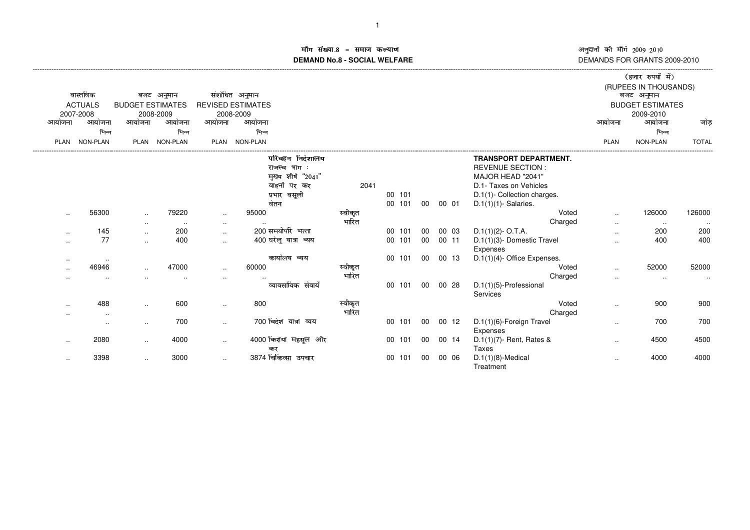# मांग संख्या.8 - समाज कल्याण
# DEMAND No.8 - SOCIAL WELFARE

अनुदानों की मांगें 2009 2010
DEMANDS FOR GRANTS 2009-2010

(हजार रुपयों में)
(RUPEES IN THOUSANDS)

| वास्तविक ACTUALS 2007-2008 | | बजट अनुमान BUDGET ESTIMATES 2008-2009 | | संशोधित अनुमान REVISED ESTIMATES 2008-2009 | | | | | | | | | बजट अनुमान BUDGET ESTIMATES 2009-2010 | | |
|---|---|---|---|---|---|---|---|---|---|---|---|---|---|---|---|
| आयोजना PLAN | आयोजना भिन्न NON-PLAN | आयोजना PLAN | आयोजना भिन्न NON-PLAN | आयोजना PLAN | आयोजना भिन्न NON-PLAN | | | | | | | | आयोजना PLAN | आयोजना भिन्न NON-PLAN | जोड़ TOTAL |
| | | | | | | परिवहन निदेशालय | | | | | | TRANSPORT DEPARTMENT. | | | |
| | | | | | | राजस्व भाग : | | | | | | REVENUE SECTION : | | | |
| | | | | | | मुख्य शीर्ष "2041" | | | | | | MAJOR HEAD "2041" | | | |
| | | | | | | वाहनों पर कर | | 2041 | | | | D.1- Taxes on Vehicles | | | |
| | | | | | | प्रभार वसूली | | | 00 101 | | | D.1(1)- Collection charges. | | | |
| | | | | | | वेतन | | | 00 101 | 00 | 00 01 | D.1(1)(1)- Salaries. | | | |
| .. | 56300 | .. | 79220 | .. | 95000 | | स्वीकृत | | | | | Voted | .. | 126000 | 126000 |
| | .. | .. | .. | .. | .. | | भारित | | | | | Charged | .. | .. | .. |
| .. | 145 | .. | 200 | .. | 200 | समयोपरि भत्ता | | | 00 101 | 00 | 00 03 | D.1(1)(2)- O.T.A. | .. | 200 | 200 |
| .. | 77 | .. | 400 | .. | 400 | घरेलू यात्रा व्यय | | | 00 101 | 00 | 00 11 | D.1(1)(3)- Domestic Travel Expenses | .. | 400 | 400 |
| .. | .. | | | | | कार्यालय व्यय | | | 00 101 | 00 | 00 13 | D.1(1)(4)- Office Expenses. | | | |
| .. | 46946 | .. | 47000 | .. | 60000 | | स्वीकृत | | | | | Voted | .. | 52000 | 52000 |
| .. | .. | .. | .. | .. | .. | | भारित | | | | | Charged | .. | .. | .. |
| | | | | | | व्यावसायिक सेवायें | | | 00 101 | 00 | 00 28 | D.1(1)(5)-Professional Services | | | |
| .. | 488 | .. | 600 | .. | 800 | | स्वीकृत | | | | | Voted | .. | 900 | 900 |
| .. | .. | | | | | | भारित | | | | | Charged | | | |
| | .. | .. | 700 | .. | 700 | विदेश यात्रा व्यय | | | 00 101 | 00 | 00 12 | D.1(1)(6)-Foreign Travel Expenses | .. | 700 | 700 |
| .. | 2080 | .. | 4000 | .. | 4000 | किराया महसूल और कर | | | 00 101 | 00 | 00 14 | D.1(1)(7)- Rent, Rates & Taxes | .. | 4500 | 4500 |
| .. | 3398 | .. | 3000 | .. | 3874 | चिकित्सा उपचार | | | 00 101 | 00 | 00 06 | D.1(1)(8)-Medical Treatment | .. | 4000 | 4000 |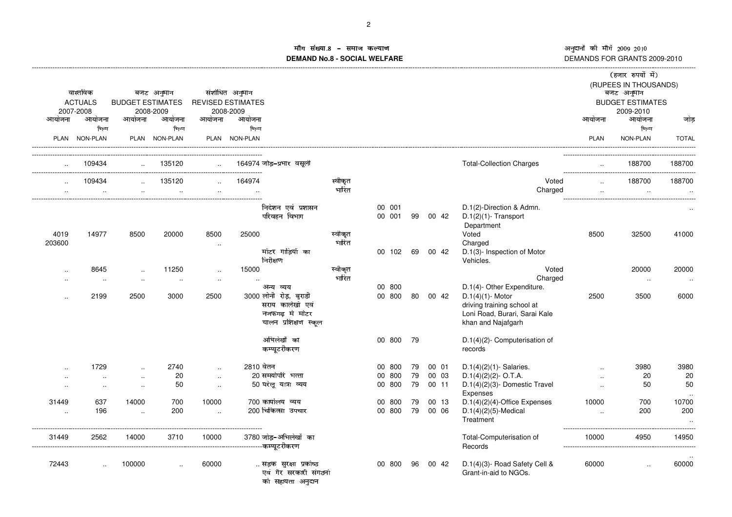**मॉंग संख्या.8 - समाज कल्याण**
**DEMAND No.8 - SOCIAL WELFARE**

अनुदानों की मॉंगें 2009 2010
DEMANDS FOR GRANTS 2009-2010

(हजार रुपयों में)
(RUPEES IN THOUSANDS)

| वास्तविक ACTUALS 2007-2008 | | बजट अनुमान BUDGET ESTIMATES 2008-2009 | | संशोधित अनुमान REVISED ESTIMATES 2008-2009 | | | | | | | | | बजट अनुमान BUDGET ESTIMATES 2009-2010 | | |
|---|---|---|---|---|---|---|---|---|---|---|---|---|---|---|---|
| आयोजना PLAN | आयोजना भिन्न NON-PLAN | आयोजना PLAN | आयोजना भिन्न NON-PLAN | आयोजना PLAN | आयोजना भिन्न NON-PLAN | | | | | | | | आयोजना PLAN | आयोजना भिन्न NON-PLAN | जोड़ TOTAL |
| .. | 109434 | .. | 135120 | .. | 164974 | जोड़-प्रभार वसूली | | | | | | Total-Collection Charges | .. | 188700 | 188700 |
| .. | 109434 | .. | 135120 | .. | 164974 | | स्वीकृत | | | | | Voted | .. | 188700 | 188700 |
| .. | .. | .. | .. | .. | .. | | भारित | | | | | Charged | .. | .. | .. |
| | | | | | | निदेशन एवं प्रशासन | | 00 001 | | | | D.1(2)-Direction & Admn. | | | .. |
| | | | | | | परिवहन विभाग | | 00 001 | 99 | 00 42 | | D.1(2)(1)- Transport Department | | | |
| 4019 | 14977 | 8500 | 20000 | 8500 | 25000 | | स्वीकृत | | | | | Voted | 8500 | 32500 | 41000 |
| 203600 | | | | | .. | | भारित | | | | | Charged | | | |
| | | | | | | मोटर गाड़ियों का निरीक्षण | | 00 102 | 69 | 00 42 | | D.1(3)- Inspection of Motor Vehicles. | | | |
| .. | 8645 | .. | 11250 | .. | 15000 | | स्वीकृत | | | | | Voted | | 20000 | 20000 |
| .. | .. | .. | .. | .. | .. | | भारित | | | | | Charged | | .. | .. |
| | | | | | | अन्य व्यय | | 00 800 | | | | D.1(4)- Other Expenditure. | | | |
| .. | 2199 | 2500 | 3000 | 2500 | 3000 | लोनी रोड़, बुराडी सराय कालेखां एवं नजफगढ़ मे मोटर चालन प्रशिक्षण स्कूल | | 00 800 | 80 | 00 42 | | D.1(4)(1)- Motor driving training school at Loni Road, Burari, Sarai Kale khan and Najafgarh | 2500 | 3500 | 6000 |
| | | | | | | अभिलेखों का कम्प्यूटरीकरण | | 00 800 | 79 | | | D.1(4)(2)- Computerisation of records | | | |
| .. | 1729 | .. | 2740 | .. | 2810 | वेतन | | 00 800 | 79 | 00 01 | | D.1(4)(2)(1)- Salaries. | .. | 3980 | 3980 |
| .. | .. | .. | 20 | .. | 20 | समयोपरि भत्ता | | 00 800 | 79 | 00 03 | | D.1(4)(2)(2)- O.T.A. | .. | 20 | 20 |
| .. | .. | .. | 50 | .. | 50 | घरेलू यात्रा व्यय | | 00 800 | 79 | 00 11 | | D.1(4)(2)(3)- Domestic Travel Expenses | .. | 50 | 50 .. |
| 31449 | 637 | 14000 | 700 | 10000 | 700 | कार्यालय व्यय | | 00 800 | 79 | 00 13 | | D.1(4)(2)(4)-Office Expenses | 10000 | 700 | 10700 |
| .. | 196 | .. | 200 | .. | 200 | चिकित्सा उपचार | | 00 800 | 79 | 00 06 | | D.1(4)(2)(5)-Medical Treatment | .. | 200 | 200 .. |
| 31449 | 2562 | 14000 | 3710 | 10000 | 3780 | जोड़-अभिलेखों का कम्प्यूटरीकरण | | | | | | Total-Computerisation of Records | 10000 | 4950 | 14950 |
| 72443 | .. | 100000 | .. | 60000 | .. | सड़क सुरक्षा प्रकोष्ठ एवं गैर सरकारी संगठनो को सहायता अनुदान | | 00 800 | 96 | 00 42 | | D.1(4)(3)- Road Safety Cell & Grant-in-aid to NGOs. | 60000 | .. | .. 60000 |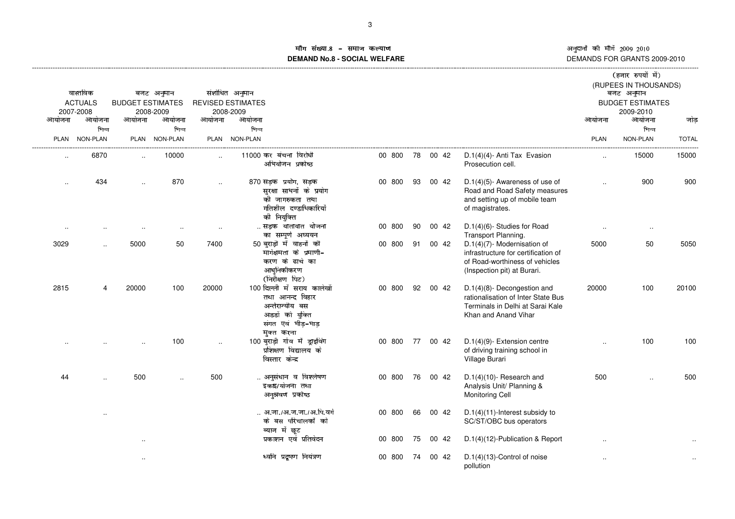# मॉंग संख्या.8 - समाज कल्याण
## DEMAND No.8 - SOCIAL WELFARE

अनुदानों की मॉंगें 2009 2010
DEMANDS FOR GRANTS 2009-2010

(हजार रुपयों में)
(RUPEES IN THOUSANDS)

| वास्तविक ACTUALS 2007-2008 | | बजट अनुमान BUDGET ESTIMATES 2008-2009 | | संशोधित अनुमान REVISED ESTIMATES 2008-2009 | | | | | | | | | बजट अनुमान BUDGET ESTIMATES 2009-2010 | | |
|---|---|---|---|---|---|---|---|---|---|---|---|---|---|---|---|
| आयोजना PLAN | आयोजना भिन्न NON-PLAN | आयोजना PLAN | आयोजना भिन्न NON-PLAN | आयोजना PLAN | आयोजना भिन्न NON-PLAN | | | | | | | | आयोजना PLAN | आयोजना भिन्न NON-PLAN | जोड़ TOTAL |
| .. | 6870 | .. | 10000 | .. | 11000 | कर बंचना विरोधी अभियोजन प्रकोष्ठ | 00 800 | 78 | 00 | 42 | D.1(4)(4)- Anti Tax Evasion Prosecution cell. | | .. | 15000 | 15000 |
| .. | 434 | .. | 870 | .. | 870 | सड़क प्रयोग, सड़क सुरक्षा साधनों के प्रयोग की जागरुकता तथा गतिशील दण्डाधिकारियों की नियुक्ति | 00 800 | 93 | 00 | 42 | D.1(4)(5)- Awareness of use of Road and Road Safety measures and setting up of mobile team of magistrates. | | .. | 900 | 900 |
| .. | .. | .. | .. | .. | .. | सड़क यातायात योजना का सम्पूर्ण अध्ययन | 00 800 | 90 | 00 | 42 | D.1(4)(6)- Studies for Road Transport Planning. | | .. | .. | |
| 3029 | .. | 5000 | 50 | 7400 | 50 | बुराड़ी में वाहनों को मार्गक्षमता के प्रमाणीकरण के ढाचे का आधुनिकीकरण (निरीक्षण पिट) | 00 800 | 91 | 00 | 42 | D.1(4)(7)- Modernisation of infrastructure for certification of of Road-worthiness of vehicles (Inspection pit) at Burari. | | 5000 | 50 | 5050 |
| 2815 | 4 | 20000 | 100 | 20000 | 100 | दिल्ली में सराय कालेखॉं तथा आनन्द विहार अन्तराज्यीय बस अड्डों को युक्ति संगत एवं भीड़-भाड़ मुक्त करना | 00 800 | 92 | 00 | 42 | D.1(4)(8)- Decongestion and rationalisation of Inter State Bus Terminals in Delhi at Sarai Kale Khan and Anand Vihar | | 20000 | 100 | 20100 |
| .. | .. | .. | 100 | .. | 100 | बुराड़ी गांव में ड्राईविंग प्रशिक्षण विद्यालय के विस्तार केन्द्र | 00 800 | 77 | 00 | 42 | D.1(4)(9)- Extension centre of driving training school in Village Burari | | .. | 100 | 100 |
| 44 | .. | 500 | .. | 500 | .. | अनुसंधान व विश्लेषण इकाई/योजना तथा अनुश्रवण प्रकोष्ठ | 00 800 | 76 | 00 | 42 | D.1(4)(10)- Research and Analysis Unit/ Planning & Monitoring Cell | | 500 | .. | 500 |
| | .. | | | | .. | अ.जा./अ.ज.जा./अ.पि.वर्ग के बस परिचालकों को ब्याज में छूट | 00 800 | 66 | 00 | 42 | D.1(4)(11)-Interest subsidy to SC/ST/OBC bus operators | | | | |
| | | .. | | | | प्रकाशन एवं प्रतिवेदन | 00 800 | 75 | 00 | 42 | D.1(4)(12)-Publication & Report | | .. | | .. |
| | | .. | | | | ध्वनि प्रदूषण नियंत्रण | 00 800 | 74 | 00 | 42 | D.1(4)(13)-Control of noise pollution | | .. | | .. |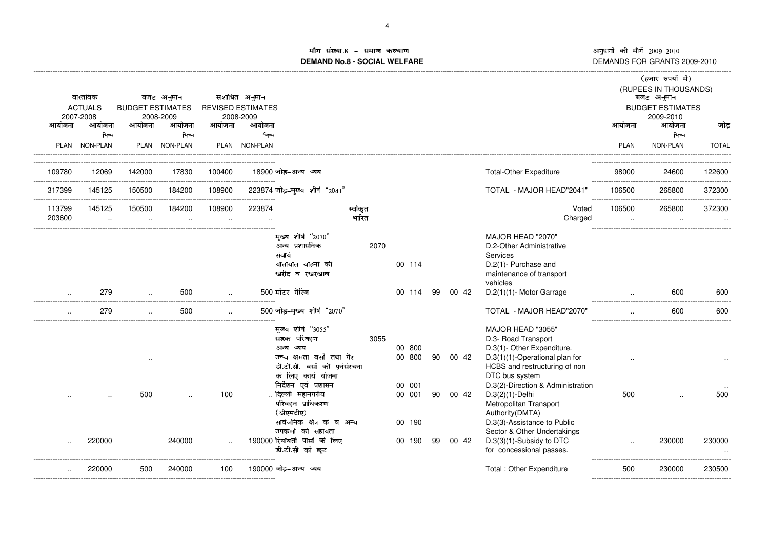# मॉंग संख्या.8 - समाज कल्याण
## DEMAND No.8 - SOCIAL WELFARE

अनुदानों की मॉंगें 2009 2010
DEMANDS FOR GRANTS 2009-2010

(हजार रुपयों में)
(RUPEES IN THOUSANDS)

| वास्तविक ACTUALS 2007-2008 | | बजट अनुमान BUDGET ESTIMATES 2008-2009 | | संशोधित अनुमान REVISED ESTIMATES 2008-2009 | | | | | | | | बजट अनुमान BUDGET ESTIMATES 2009-2010 | | |
|---|---|---|---|---|---|---|---|---|---|---|---|---|---|---|
| आयोजना PLAN | आयोजना भिन्न NON-PLAN | आयोजना PLAN | आयोजना भिन्न NON-PLAN | आयोजना PLAN | आयोजना भिन्न NON-PLAN | | | | | | | आयोजना PLAN | आयोजना भिन्न NON-PLAN | जोड़ TOTAL |
| 109780 | 12069 | 142000 | 17830 | 100400 | 18900 | जोड़-अन्य व्यय | | | | | Total-Other Expediture | 98000 | 24600 | 122600 |
| 317399 | 145125 | 150500 | 184200 | 108900 | 223874 | जोड़-मुख्य शीर्ष "2041" | | | | | TOTAL - MAJOR HEAD"2041" | 106500 | 265800 | 372300 |
| 113799 | 145125 | 150500 | 184200 | 108900 | 223874 | स्वीकृत | | | | | Voted | 106500 | 265800 | 372300 |
| 203600 | .. | .. | .. | .. | .. | भारित | | | | | Charged | .. | .. | .. |
| | | | | | | मुख्य शीर्ष "2070" | | | | | MAJOR HEAD "2070" | | | |
| | | | | | | अन्य प्रशासनिक सेवायें | 2070 | | | | D.2-Other Administrative Services | | | |
| | | | | | | यातायात वाहनों की खरीद व रखरखाव | | 00 114 | | | D.2(1)- Purchase and maintenance of transport vehicles | | | |
| .. | 279 | .. | 500 | .. | 500 | मोटर गैरिज | | 00 114 | 99 | 00 42 | D.2(1)(1)- Motor Garrage | .. | 600 | 600 |
| .. | 279 | .. | 500 | .. | 500 | जोड़-मुख्य शीर्ष "2070" | | | | | TOTAL - MAJOR HEAD"2070" | .. | 600 | 600 |
| | | | | | | मुख्य शीर्ष "3055" | | | | | MAJOR HEAD "3055" | | | |
| | | | | | | सडक परिवहन | 3055 | | | | D.3- Road Transport | | | |
| | | | | | | अन्य व्यय | | 00 800 | | | D.3(1)- Other Expenditure. | | | |
| | | .. | | | | उच्च क्षमता बसों तथा गैर डी.टी.सी. बसों की पुनंसंरचना के लिए कार्य योजना | | 00 800 | 90 | 00 42 | D.3(1)(1)-Operational plan for HCBS and restructuring of non DTC bus system | .. | | .. |
| | | | | | | निर्देशन एवं प्रशासन | | 00 001 | | | D.3(2)-Direction & Administration | | | .. |
| .. | .. | 500 | .. | 100 | .. | दिल्ली महानगरीय परिवहन प्राधिकरण (डीएमटीए) | | 00 001 | 90 | 00 42 | D.3(2)(1)-Delhi Metropolitan Transport Authority(DMTA) | 500 | .. | 500 |
| | | | | | | सार्वजनिक क्षेत्र के व अन्य उपक्रमों को सहायता | | 00 190 | | | D.3(3)-Assistance to Public Sector & Other Undertakings | | | |
| .. | 220000 | | 240000 | .. | 190000 | रियायती पासों के लिए डी.टी.सी को छूट | | 00 190 | 99 | 00 42 | D.3(3)(1)-Subsidy to DTC for concessional passes. | .. | 230000 | 230000 .. |
| .. | 220000 | 500 | 240000 | 100 | 190000 | जोड़-अन्य व्यय | | | | | Total : Other Expenditure | 500 | 230000 | 230500 |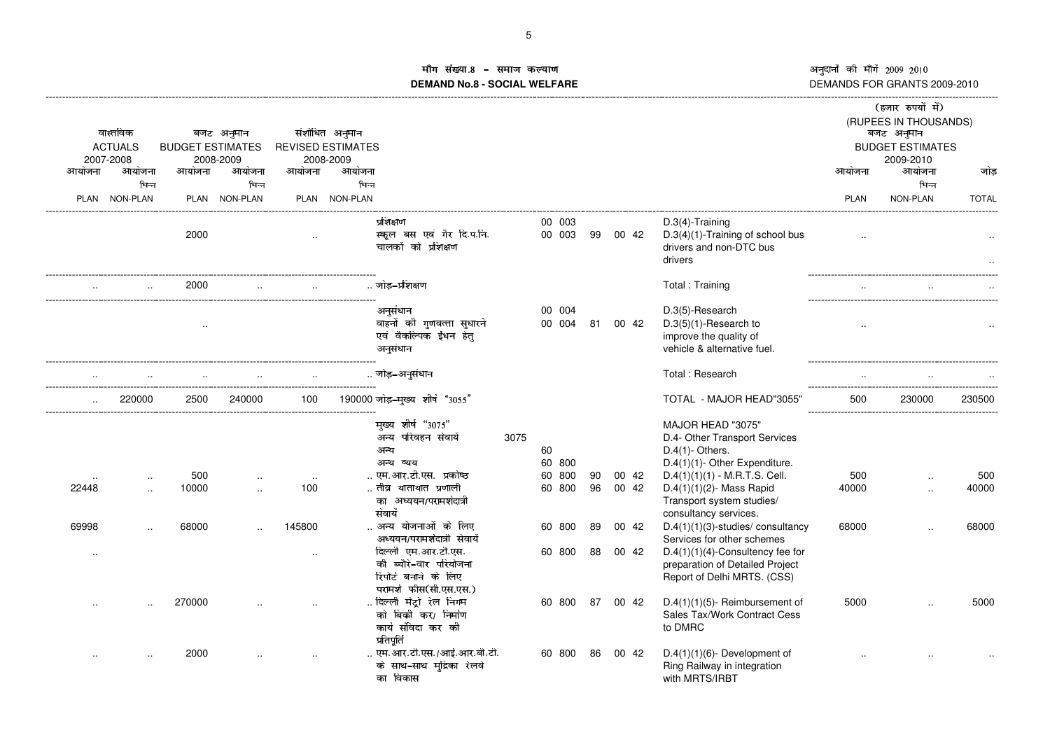मॉंग संख्या.8 - समाज कल्याण
**DEMAND No.8 - SOCIAL WELFARE**

अनुदानों की मॉंगें 2009 2010
DEMANDS FOR GRANTS 2009-2010

(हजार रुपयों में)
(RUPEES IN THOUSANDS)

| वास्तविक ACTUALS 2007-2008 | | बजट अनुमान BUDGET ESTIMATES 2008-2009 | | संशोधित अनुमान REVISED ESTIMATES 2008-2009 | | | | | | | | | | बजट अनुमान BUDGET ESTIMATES 2009-2010 | | |
|---|---|---|---|---|---|---|---|---|---|---|---|---|---|---|---|---|
| आयोजना PLAN | आयोजना भिन्न NON-PLAN | आयोजना PLAN | आयोजना भिन्न NON-PLAN | आयोजना PLAN | आयोजना भिन्न NON-PLAN | | | | | | | | | आयोजना PLAN | आयोजना भिन्न NON-PLAN | जोड़ TOTAL |
| | | | | | | प्रशिक्षण | | 00 | 003 | | | | D.3(4)-Training | | | |
| | | 2000 | | .. | | स्कूल बस एवं गेर दि.प.नि. चालकों को प्रशिक्षण | | 00 | 003 | 99 | 00 | 42 | D.3(4)(1)-Training of school bus drivers and non-DTC bus drivers | .. | | .. |
| .. | .. | 2000 | .. | .. | .. | जोड़-प्रशिक्षण | | | | | | | Total : Training | .. | .. | .. |
| | | | | | | अनुसंधान | | 00 | 004 | | | | D.3(5)-Research | | | |
| | | .. | | | | वाहनों की गुणवत्ता सुधारने एवं वेकल्पिक ईधन हेतु अनुसंधान | | 00 | 004 | 81 | 00 | 42 | D.3(5)(1)-Research to improve the quality of vehicle & alternative fuel. | .. | | .. |
| .. | .. | .. | .. | .. | .. | जोड़-अनुसंधान | | | | | | | Total : Research | .. | .. | .. |
| .. | 220000 | 2500 | 240000 | 100 | 190000 | जोड़-मुख्य शीर्ष "3055" | | | | | | | TOTAL - MAJOR HEAD"3055" | 500 | 230000 | 230500 |
| | | | | | | मुख्य शीर्ष "3075" | | | | | | | MAJOR HEAD "3075" | | | |
| | | | | | | अन्य परिवहन सेवायें | 3075 | | | | | | D.4- Other Transport Services | | | |
| | | | | | | अन्य | | 60 | | | | | D.4(1)- Others. | | | |
| | | | | | | अन्य व्यय | | 60 | 800 | | | | D.4(1)(1)- Other Expenditure. | | | |
| .. | .. | 500 | .. | .. | .. | एम.आर.टी.एस. प्रकोष्ठ | | 60 | 800 | 90 | 00 | 42 | D.4(1)(1)(1) - M.R.T.S. Cell. | 500 | .. | 500 |
| 22448 | .. | 10000 | .. | 100 | .. | तीव्र यातायात प्रणाली का अध्ययन/परामर्शदात्री संवायें | | 60 | 800 | 96 | 00 | 42 | D.4(1)(1)(2)- Mass Rapid Transport system studies/ consultancy services. | 40000 | .. | 40000 |
| 69998 | .. | 68000 | .. | 145800 | .. | अन्य योजनाओं के लिए अध्ययन/परामर्शदात्री सेवायें | | 60 | 800 | 89 | 00 | 42 | D.4(1)(1)(3)-studies/ consultancy Services for other schemes | 68000 | .. | 68000 |
| .. | | | | .. | | दिल्ली एम.आर.टी.एस. की ब्योरे-वार परियोजना रिपोर्ट बनाने के लिए परामर्श फीस(सी.एस.एस.) | | 60 | 800 | 88 | 00 | 42 | D.4(1)(1)(4)-Consultency fee for preparation of Detailed Project Report of Delhi MRTS. (CSS) | | | |
| .. | .. | 270000 | .. | .. | .. | दिल्ली मेट्रो रेल निगम को बिक्री कर/ निर्माण कार्य संविदा कर की प्रतिपूर्ति | | 60 | 800 | 87 | 00 | 42 | D.4(1)(1)(5)- Reimbursement of Sales Tax/Work Contract Cess to DMRC | 5000 | .. | 5000 |
| .. | .. | 2000 | .. | .. | .. | एम.आर.टी.एस./आई.आर.बी.टी. के साथ-साथ मुद्रिका रेलवे का विकास | | 60 | 800 | 86 | 00 | 42 | D.4(1)(1)(6)- Development of Ring Railway in integration with MRTS/IRBT | .. | .. | .. |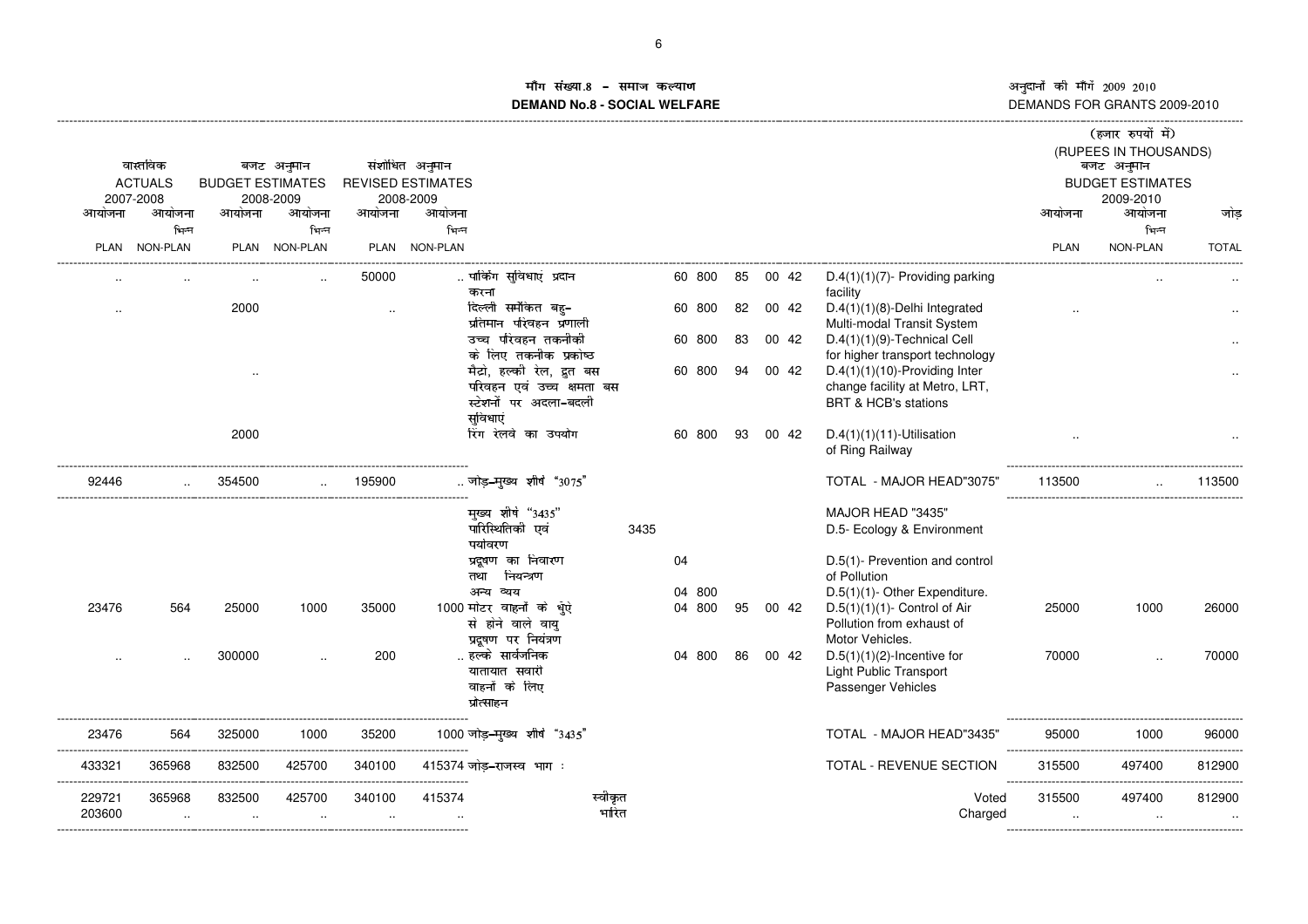# मॉंग संख्या.8 – समाज कल्याण
## DEMAND No.8 - SOCIAL WELFARE

अनुदानों की मॉंगें 2009 2010
DEMANDS FOR GRANTS 2009-2010

(हजार रुपयों में)
(RUPEES IN THOUSANDS)

| वास्तविक ACTUALS 2007-2008 | | बजट अनुमान BUDGET ESTIMATES 2008-2009 | | संशोधित अनुमान REVISED ESTIMATES 2008-2009 | | | | | | | | बजट अनुमान BUDGET ESTIMATES 2009-2010 | | |
|---|---|---|---|---|---|---|---|---|---|---|---|---|---|---|
| आयोजना PLAN | आयोजना भिन्न NON-PLAN | आयोजना PLAN | आयोजना भिन्न NON-PLAN | आयोजना PLAN | आयोजना भिन्न NON-PLAN | | | | | | | आयोजना PLAN | आयोजना भिन्न NON-PLAN | जोड़ TOTAL |
| .. | .. | .. | .. | 50000 | .. | पार्किंग सुविधाएं प्रदान करना | 60 800 | 85 | 00 42 | D.4(1)(1)(7)- Providing parking facility | | | .. | .. |
| .. | | 2000 | | .. | | दिल्ली समेकित बहु-प्रतिमान परिवहन प्रणाली | 60 800 | 82 | 00 42 | D.4(1)(1)(8)-Delhi Integrated Multi-modal Transit System | | .. | | .. |
| | | | | | | उच्च परिवहन तकनीकी के लिए तकनीक प्रकोष्ठ | 60 800 | 83 | 00 42 | D.4(1)(1)(9)-Technical Cell for higher transport technology | | | | .. |
| | | .. | | | | मैट्रो, हल्की रेल, द्रुत बस परिवहन एवं उच्च क्षमता बस स्टेशनों पर अदला-बदली सुविधाएं | 60 800 | 94 | 00 42 | D.4(1)(1)(10)-Providing Inter change facility at Metro, LRT, BRT & HCB's stations | | | | .. |
| | | 2000 | | | | रिंग रेलवे का उपयोग | 60 800 | 93 | 00 42 | D.4(1)(1)(11)-Utilisation of Ring Railway | | .. | | .. |
| 92446 | .. | 354500 | .. | 195900 | .. | जोड़-मुख्य शीर्ष "3075" | | | | TOTAL - MAJOR HEAD"3075" | | 113500 | .. | 113500 |
| | | | | | | मुख्य शीर्ष "3435" पारिस्थितिकी एवं पर्यावरण | 3435 | | | MAJOR HEAD "3435" D.5- Ecology & Environment | | | | |
| | | | | | | प्रदूषण का निवारण तथा नियन्त्रण | 04 | | | D.5(1)- Prevention and control of Pollution | | | | |
| | | | | | | अन्य व्यय | 04 800 | | | D.5(1)(1)- Other Expenditure. | | | | |
| 23476 | 564 | 25000 | 1000 | 35000 | 1000 | मोटर वाहनों के धुंऐं से होने वाले वायु प्रदूषण पर नियंत्रण | 04 800 | 95 | 00 42 | D.5(1)(1)(1)- Control of Air Pollution from exhaust of Motor Vehicles. | | 25000 | 1000 | 26000 |
| .. | .. | 300000 | .. | 200 | .. | हल्के सार्वजनिक यातायात सवारी वाहनों के लिए प्रोत्साहन | 04 800 | 86 | 00 42 | D.5(1)(1)(2)-Incentive for Light Public Transport Passenger Vehicles | | 70000 | .. | 70000 |
| 23476 | 564 | 325000 | 1000 | 35200 | 1000 | जोड़-मुख्य शीर्ष "3435" | | | | TOTAL - MAJOR HEAD"3435" | | 95000 | 1000 | 96000 |
| 433321 | 365968 | 832500 | 425700 | 340100 | 415374 | जोड़-राजस्व भाग : | | | | TOTAL - REVENUE SECTION | | 315500 | 497400 | 812900 |
| 229721 | 365968 | 832500 | 425700 | 340100 | 415374 | स्वीकृत | | | | Voted | | 315500 | 497400 | 812900 |
| 203600 | .. | .. | .. | .. | .. | भारित | | | | Charged | | .. | .. | .. |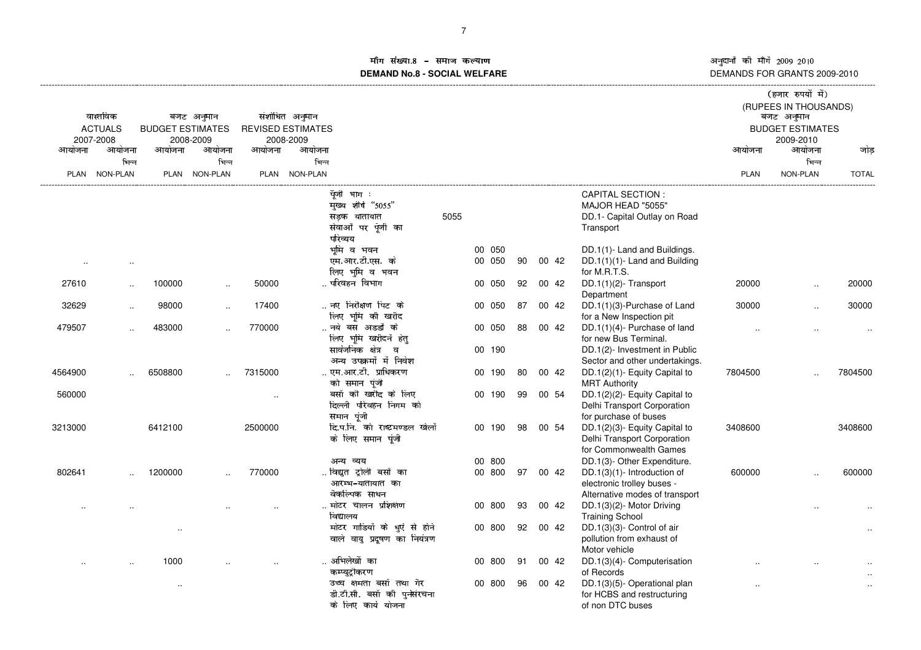# माँग संख्या.8 – समाज कल्याण
# DEMAND No.8 - SOCIAL WELFARE

अनुदानों की माँगें 2009 2010
DEMANDS FOR GRANTS 2009-2010

(हजार रुपयों में)
(RUPEES IN THOUSANDS)

| वास्तविक ACTUALS 2007-2008 | | बजट अनुमान BUDGET ESTIMATES 2008-2009 | | संशोधित अनुमान REVISED ESTIMATES 2008-2009 | | | | | | | | बजट अनुमान BUDGET ESTIMATES 2009-2010 | | |
|---|---|---|---|---|---|---|---|---|---|---|---|---|---|---|
| आयोजना PLAN | आयोजना भिन्न NON-PLAN | आयोजना PLAN | आयोजना भिन्न NON-PLAN | आयोजना PLAN | आयोजना भिन्न NON-PLAN | | | | | | | आयोजना PLAN | आयोजना भिन्न NON-PLAN | जोड़ TOTAL |
| | | | | | | पूंजी भाग : मुख्य शीर्ष "5055" सड़क यातायात संवाओं पर पूंजी का परिव्यय | 5055 | | | | CAPITAL SECTION : MAJOR HEAD "5055" DD.1- Capital Outlay on Road Transport | | | |
| | | | | | | भूमि व भवन | | 00 050 | | | DD.1(1)- Land and Buildings. | | | |
| .. | .. | | | | | एम.आर.टी.एस. के लिए भुमि व भवन | | 00 050 | 90 | 00 42 | DD.1(1)(1)- Land and Building for M.R.T.S. | | | |
| 27610 | .. | 100000 | .. | 50000 | .. | परिवहन विभाग | | 00 050 | 92 | 00 42 | DD.1(1)(2)- Transport Department | 20000 | .. | 20000 |
| 32629 | .. | 98000 | .. | 17400 | .. | नए निरीक्षण पिट के लिए भूमि की खरीद | | 00 050 | 87 | 00 42 | DD.1(1)(3)-Purchase of Land for a New Inspection pit | 30000 | .. | 30000 |
| 479507 | .. | 483000 | .. | 770000 | .. | नये बस अड्डों के लिए भूमि खरीदनें हेतु | | 00 050 | 88 | 00 42 | DD.1(1)(4)- Purchase of land for new Bus Terminal. | .. | .. | .. |
| | | | | | | सार्वजनिक क्षेत्र व अन्य उपक्रमों में निवेश | | 00 190 | | | DD.1(2)- Investment in Public Sector and other undertakings. | | | |
| 4564900 | .. | 6508800 | .. | 7315000 | .. | एम.आर.टी. प्राधिकरण को समान पूंजी | | 00 190 | 80 | 00 42 | DD.1(2)(1)- Equity Capital to MRT Authority | 7804500 | .. | 7804500 |
| 560000 | | | | .. | | बसों की खरीद के लिए दिल्ली परिवहन निगम को समान पूंजी | | 00 190 | 99 | 00 54 | DD.1(2)(2)- Equity Capital to Delhi Transport Corporation for purchase of buses | | | |
| 3213000 | | 6412100 | | 2500000 | | दि.प.नि. को राष्ट्रमण्डल खेलों के लिए समान पूंजी | | 00 190 | 98 | 00 54 | DD.1(2)(3)- Equity Capital to Delhi Transport Corporation for Commonwealth Games | 3408600 | | 3408600 |
| | | | | | | अन्य व्यय | | 00 800 | | | DD.1(3)- Other Expenditure. | | | |
| 802641 | .. | 1200000 | .. | 770000 | .. | विद्युत ट्रोलो बसों का आरम्भ-यातायात का वेकल्पिक साधन | | 00 800 | 97 | 00 42 | DD.1(3)(1)- Introduction of electronic trolley buses - Alternative modes of transport | 600000 | .. | 600000 |
| .. | .. | | .. | .. | .. | मोटर चालन प्रशिक्षण विद्यालय | | 00 800 | 93 | 00 42 | DD.1(3)(2)- Motor Driving Training School | | .. | .. |
| | | .. | | | | मोटर गाडियों के धुएं से होने वाले वायु प्रदूषण का नियंत्रण | | 00 800 | 92 | 00 42 | DD.1(3)(3)- Control of air pollution from exhaust of Motor vehicle | | | .. |
| .. | .. | 1000 | .. | .. | .. | अभिलेखों का कम्प्यूट्रीकरण | | 00 800 | 91 | 00 42 | DD.1(3)(4)- Computerisation of Records | .. | .. | .. .. |
| | | .. | | | | उच्च क्षमता बसों तथा गेर डी.टी.सी. बसों की पुर्नसंरचना के लिए कार्य योजना | | 00 800 | 96 | 00 42 | DD.1(3)(5)- Operational plan for HCBS and restructuring of non DTC buses | .. | | .. |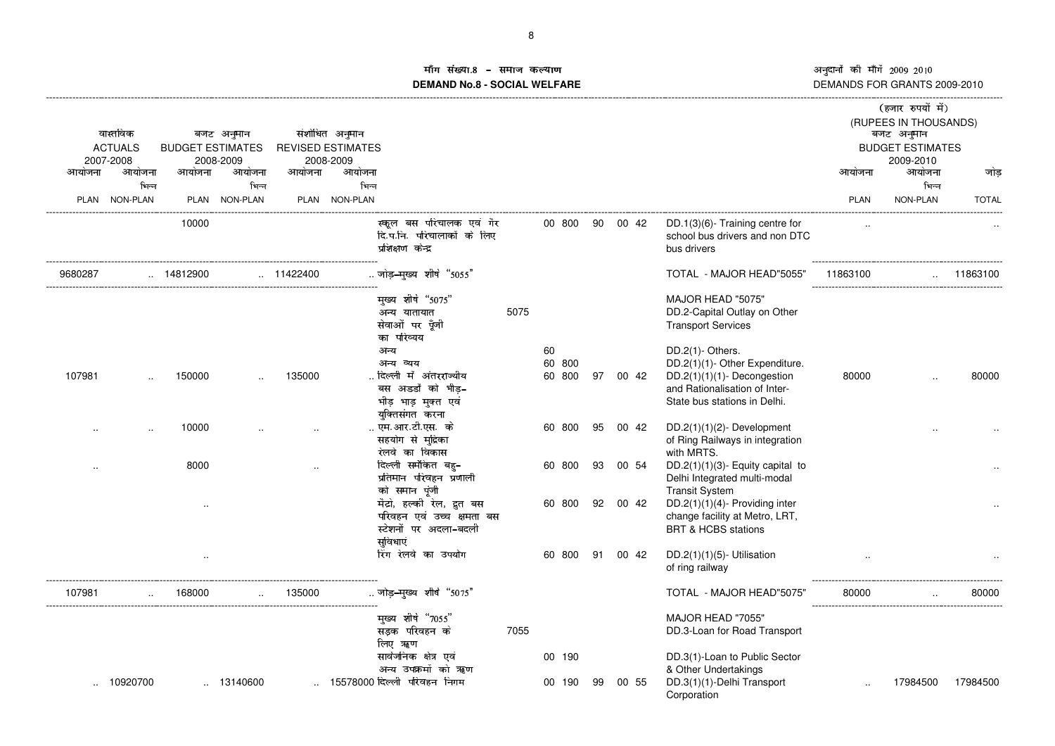## माँग संख्या.8 - समाज कल्याण
## DEMAND No.8 - SOCIAL WELFARE

अनुदानों की माँगें 2009 2010
DEMANDS FOR GRANTS 2009-2010

(हजार रुपयों में)
(RUPEES IN THOUSANDS)

| वास्तविक ACTUALS 2007-2008 आयोजना PLAN | आयोजना भिन्न NON-PLAN | बजट अनुमान BUDGET ESTIMATES 2008-2009 आयोजना PLAN | आयोजना भिन्न NON-PLAN | संशोधित अनुमान REVISED ESTIMATES 2008-2009 आयोजना PLAN | आयोजना भिन्न NON-PLAN | | | | | | | बजट अनुमान BUDGET ESTIMATES 2009-2010 आयोजना PLAN | आयोजना भिन्न NON-PLAN | जोड़ TOTAL |
|---|---|---|---|---|---|---|---|---|---|---|---|---|---|---|
| | | 10000 | | | | स्कूल बस परिचालक एवं गैर दि.प.नि. परिचालाकों के लिए प्रशिक्षण केन्द्र | | 00 800 | 90 | 00 42 | DD.1(3)(6)- Training centre for school bus drivers and non DTC bus drivers | .. | | .. |
| 9680287 | .. | 14812900 | .. | 11422400 | .. | जोड़-मुख्य शीर्ष "5055" | | | | | TOTAL - MAJOR HEAD"5055" | 11863100 | .. | 11863100 |
| | | | | | | मुख्य शीर्ष "5075" अन्य यातायात सेवाओं पर पूँजी का परिव्यय | 5075 | | | | MAJOR HEAD "5075" DD.2-Capital Outlay on Other Transport Services | | | |
| | | | | | | अन्य | | 60 | | | DD.2(1)- Others. | | | |
| | | | | | | अन्य व्यय | | 60 800 | | | DD.2(1)(1)- Other Expenditure. | | | |
| 107981 | .. | 150000 | .. | 135000 | .. | दिल्ली में अंतरराज्यीय बस अड्डों को भीड़-भाड़ मुक्त एवं युक्तिसंगत करना | | 60 800 | 97 | 00 42 | DD.2(1)(1)(1)- Decongestion and Rationalisation of Inter-State bus stations in Delhi. | 80000 | .. | 80000 |
| .. | .. | 10000 | .. | .. | .. | एम.आर.टी.एस. के सहयोग से मुद्रिका रेलवे का विकास | | 60 800 | 95 | 00 42 | DD.2(1)(1)(2)- Development of Ring Railways in integration with MRTS. | | .. | .. |
| .. | | 8000 | | .. | | दिल्ली समेकित बहु-प्रतिमान परिवहन प्रणाली को समान पूंजी | | 60 800 | 93 | 00 54 | DD.2(1)(1)(3)- Equity capital to Delhi Integrated multi-modal Transit System | | | .. |
| | | .. | | | | मेंट्रो, हल्की रेल, द्रुत बस परिवहन एवं उच्च क्षमता बस स्टेशनों पर अदला-बदली सुविधाएं | | 60 800 | 92 | 00 42 | DD.2(1)(1)(4)- Providing inter change facility at Metro, LRT, BRT & HCBS stations | | | .. |
| | | .. | | | | रिंग रेलवे का उपयोग | | 60 800 | 91 | 00 42 | DD.2(1)(1)(5)- Utilisation of ring railway | .. | | .. |
| 107981 | .. | 168000 | .. | 135000 | .. | जोड़-मुख्य शीर्ष "5075" | | | | | TOTAL - MAJOR HEAD"5075" | 80000 | .. | 80000 |
| | | | | | | मुख्य शीर्ष "7055" सड़क परिवहन के लिए ऋण | 7055 | | | | MAJOR HEAD "7055" DD.3-Loan for Road Transport | | | |
| | | | | | | सार्वजनिक क्षेत्र एवं अन्य उपक्रमों को ऋण | | 00 190 | | | DD.3(1)-Loan to Public Sector & Other Undertakings | | | |
| .. | 10920700 | .. | 13140600 | .. | 15578000 | दिल्ली परिवहन निगम | | 00 190 | 99 | 00 55 | DD.3(1)(1)-Delhi Transport Corporation | .. | 17984500 | 17984500 |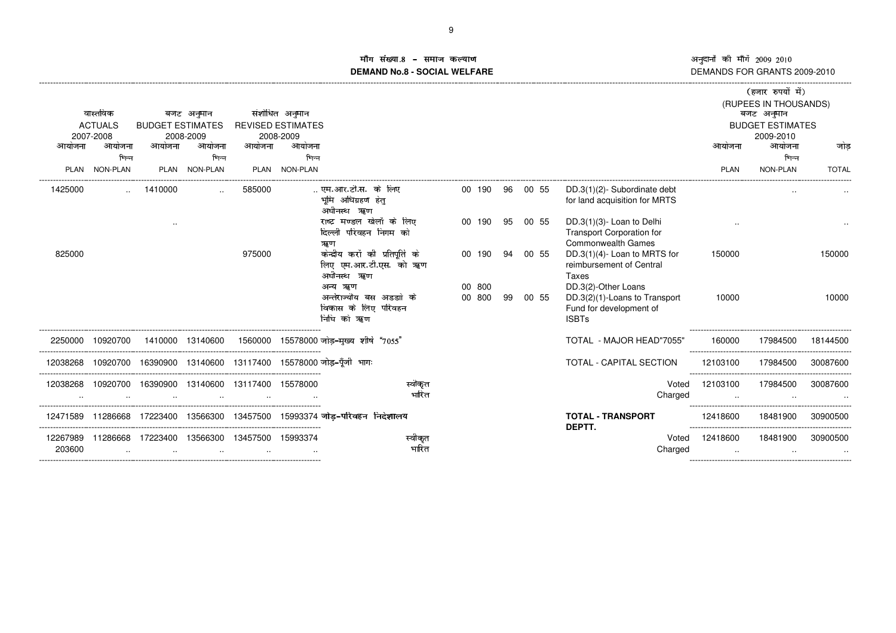# मॉंग संख्या.8 - समाज कल्याण
# DEMAND No.8 - SOCIAL WELFARE

अनुदानों की मॉंगें 2009 2010
DEMANDS FOR GRANTS 2009-2010

(हजार रुपयों में)
(RUPEES IN THOUSANDS)

| वास्तविक ACTUALS 2007-2008 आयोजना PLAN | आयोजना भिन्न NON-PLAN | बजट अनुमान BUDGET ESTIMATES 2008-2009 आयोजना PLAN | आयोजना भिन्न NON-PLAN | संशोधित अनुमान REVISED ESTIMATES 2008-2009 आयोजना PLAN | आयोजना भिन्न NON-PLAN | | | | | | | बजट अनुमान BUDGET ESTIMATES 2009-2010 आयोजना PLAN | आयोजना भिन्न NON-PLAN | जोड़ TOTAL |
|---|---|---|---|---|---|---|---|---|---|---|---|---|---|---|
| 1425000 | .. | 1410000 | .. | 585000 | .. | एम.आर.टी.स. के लिए भूमि अधिग्रहण हेतु अधीनस्थ ऋण | 00 190 | 96 | 00 55 | DD.3(1)(2)- Subordinate debt for land acquisition for MRTS | | | .. | .. |
| | | .. | | | | राष्ट्र मण्डल खेलों के लिए दिल्ली परिवहन निगम को ऋण | 00 190 | 95 | 00 55 | DD.3(1)(3)- Loan to Delhi Transport Corporation for Commonwealth Games | | .. | | .. |
| 825000 | | | | 975000 | | केन्द्रीय करों की प्रतिपूर्ति के लिए एम.आर.टी.एस. को ऋण अधीनस्थ ऋण | 00 190 | 94 | 00 55 | DD.3(1)(4)- Loan to MRTS for reimbursement of Central Taxes | | 150000 | | 150000 |
| | | | | | | अन्य ऋण | 00 800 | | | DD.3(2)-Other Loans | | | | |
| | | | | | | अन्तेराज्यीय बस अडडो के विकास के लिए परिवहन निधि को ऋण | 00 800 | 99 | 00 55 | DD.3(2)(1)-Loans to Transport Fund for development of ISBTs | | 10000 | | 10000 |
| 2250000 | 10920700 | 1410000 | 13140600 | 1560000 | 15578000 | जोड़-मुख्य शीर्ष "7055" | | | | TOTAL - MAJOR HEAD"7055" | | 160000 | 17984500 | 18144500 |
| 12038268 | 10920700 | 16390900 | 13140600 | 13117400 | 15578000 | जोड़-पूँजी भागः | | | | TOTAL - CAPITAL SECTION | | 12103100 | 17984500 | 30087600 |
| 12038268 | 10920700 | 16390900 | 13140600 | 13117400 | 15578000 | स्वीकृत | | | | | Voted | 12103100 | 17984500 | 30087600 |
| .. | .. | .. | .. | .. | .. | भारित | | | | | Charged | .. | .. | .. |
| 12471589 | 11286668 | 17223400 | 13566300 | 13457500 | 15993374 | जोड़-परिवहन निदेशालय | | | | **TOTAL - TRANSPORT DEPTT.** | | 12418600 | 18481900 | 30900500 |
| 12267989 | 11286668 | 17223400 | 13566300 | 13457500 | 15993374 | स्वीकृत | | | | | Voted | 12418600 | 18481900 | 30900500 |
| 203600 | .. | .. | .. | .. | .. | भारित | | | | | Charged | .. | .. | .. |